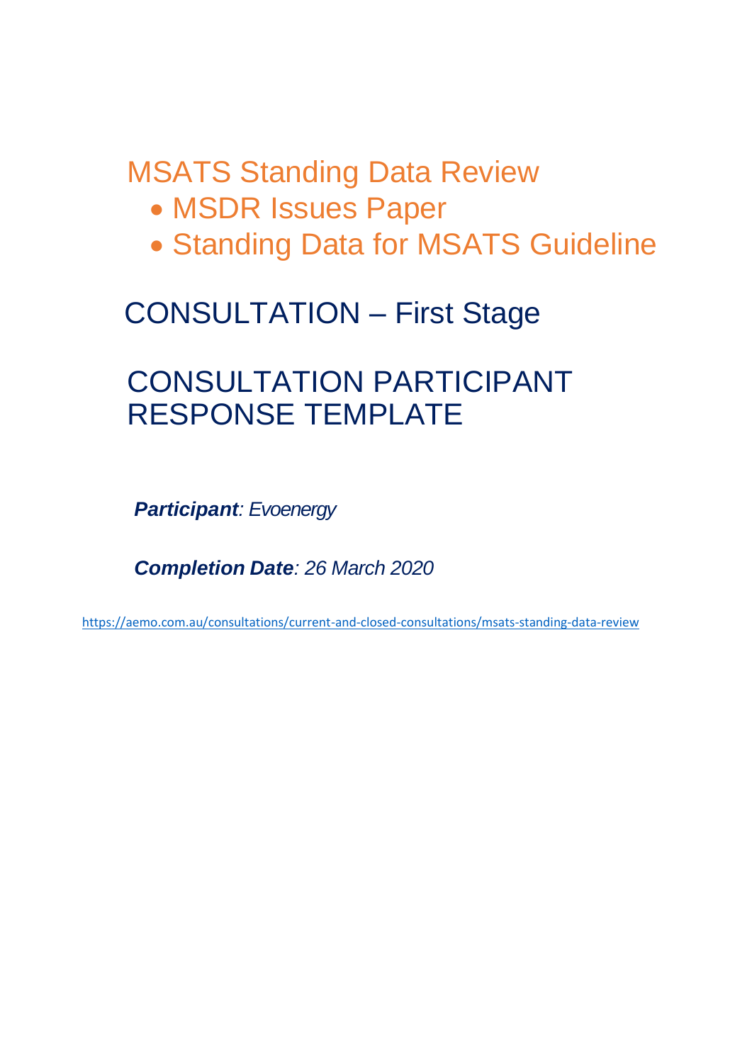# MSATS Standing Data Review

- MSDR Issues Paper
- Standing Data for MSATS Guideline

## CONSULTATION – First Stage

## CONSULTATION PARTICIPANT RESPONSE TEMPLATE

***Participant**: Evoenergy*

***Completion Date**: 26 March 2020*

https://aemo.com.au/consultations/current-and-closed-consultations/msats-standing-data-review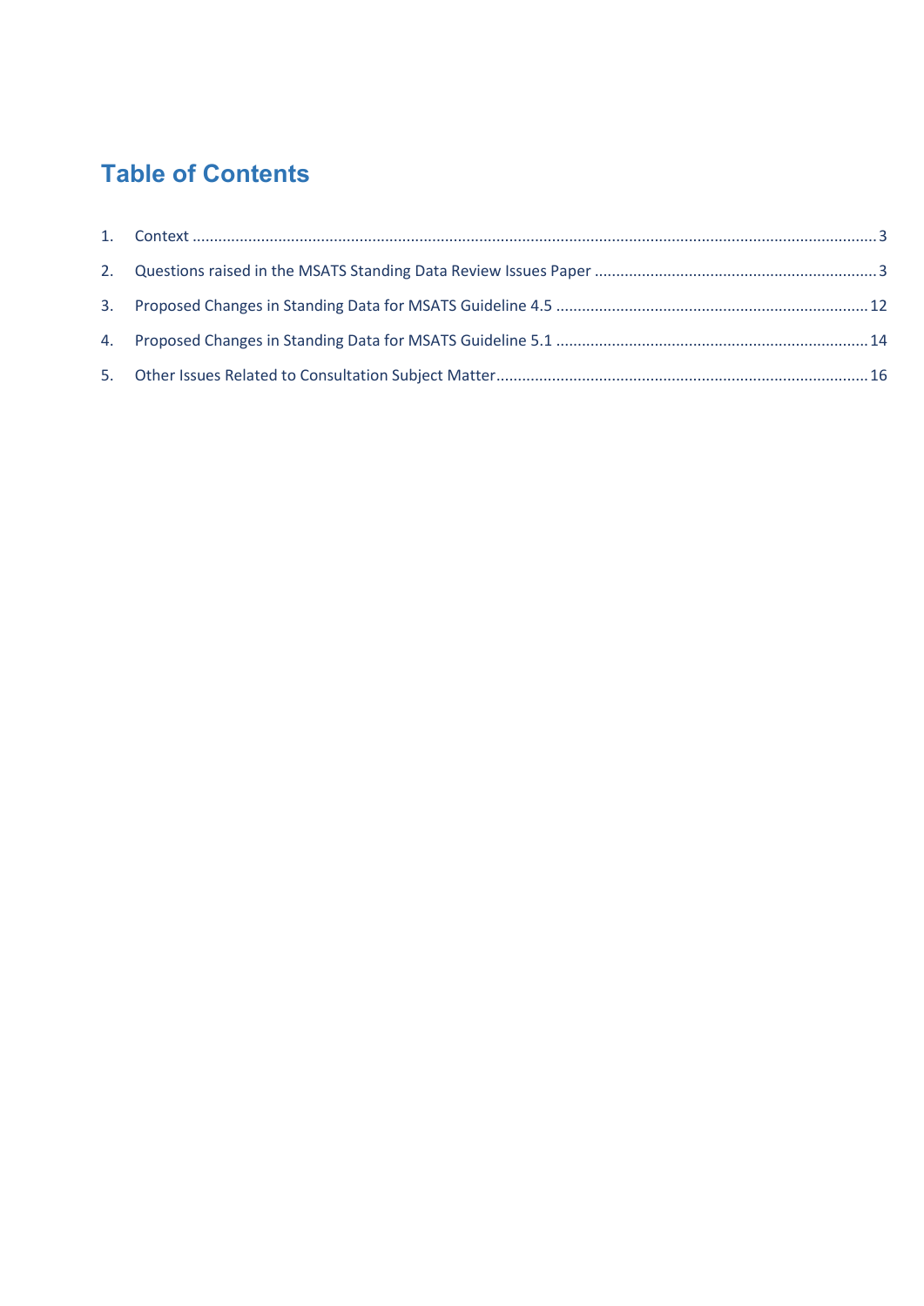# Table of Contents

1. Context ........................................................................................................................................................ 3
2. Questions raised in the MSATS Standing Data Review Issues Paper ................................................................ 3
3. Proposed Changes in Standing Data for MSATS Guideline 4.5 ....................................................................... 12
4. Proposed Changes in Standing Data for MSATS Guideline 5.1 ....................................................................... 14
5. Other Issues Related to Consultation Subject Matter ..................................................................................... 16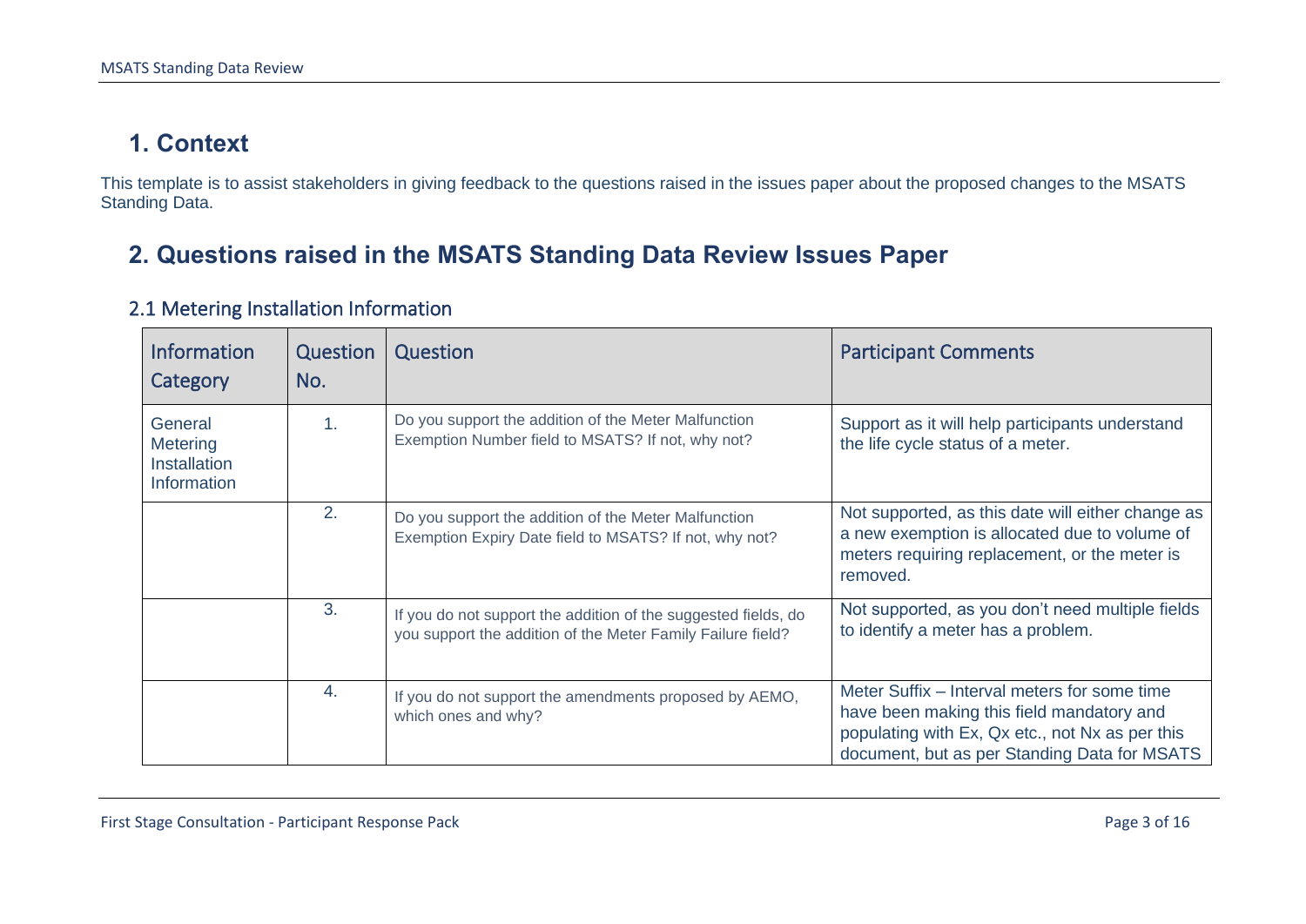# 1. Context

This template is to assist stakeholders in giving feedback to the questions raised in the issues paper about the proposed changes to the MSATS Standing Data.

# 2. Questions raised in the MSATS Standing Data Review Issues Paper

## 2.1 Metering Installation Information

| Information Category | Question No. | Question | Participant Comments |
|---|---|---|---|
| General Metering Installation Information | 1. | Do you support the addition of the Meter Malfunction Exemption Number field to MSATS? If not, why not? | Support as it will help participants understand the life cycle status of a meter. |
| | 2. | Do you support the addition of the Meter Malfunction Exemption Expiry Date field to MSATS? If not, why not? | Not supported, as this date will either change as a new exemption is allocated due to volume of meters requiring replacement, or the meter is removed. |
| | 3. | If you do not support the addition of the suggested fields, do you support the addition of the Meter Family Failure field? | Not supported, as you don't need multiple fields to identify a meter has a problem. |
| | 4. | If you do not support the amendments proposed by AEMO, which ones and why? | Meter Suffix – Interval meters for some time have been making this field mandatory and populating with Ex, Qx etc., not Nx as per this document, but as per Standing Data for MSATS |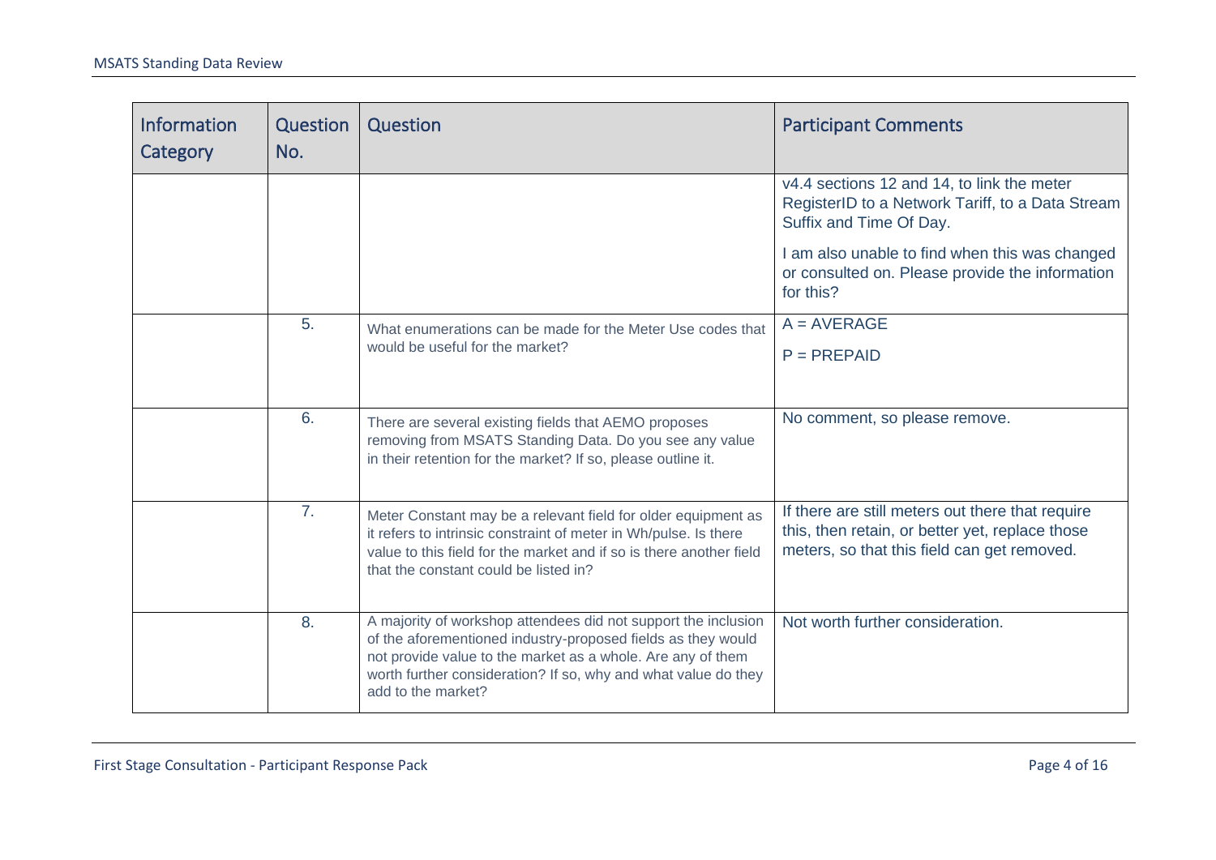| Information Category | Question No. | Question | Participant Comments |
|---|---|---|---|
| | | | v4.4 sections 12 and 14, to link the meter RegisterID to a Network Tariff, to a Data Stream Suffix and Time Of Day.<br><br>I am also unable to find when this was changed or consulted on. Please provide the information for this? |
| | 5. | What enumerations can be made for the Meter Use codes that would be useful for the market? | A = AVERAGE<br><br>P = PREPAID |
| | 6. | There are several existing fields that AEMO proposes removing from MSATS Standing Data. Do you see any value in their retention for the market? If so, please outline it. | No comment, so please remove. |
| | 7. | Meter Constant may be a relevant field for older equipment as it refers to intrinsic constraint of meter in Wh/pulse. Is there value to this field for the market and if so is there another field that the constant could be listed in? | If there are still meters out there that require this, then retain, or better yet, replace those meters, so that this field can get removed. |
| | 8. | A majority of workshop attendees did not support the inclusion of the aforementioned industry-proposed fields as they would not provide value to the market as a whole. Are any of them worth further consideration? If so, why and what value do they add to the market? | Not worth further consideration. |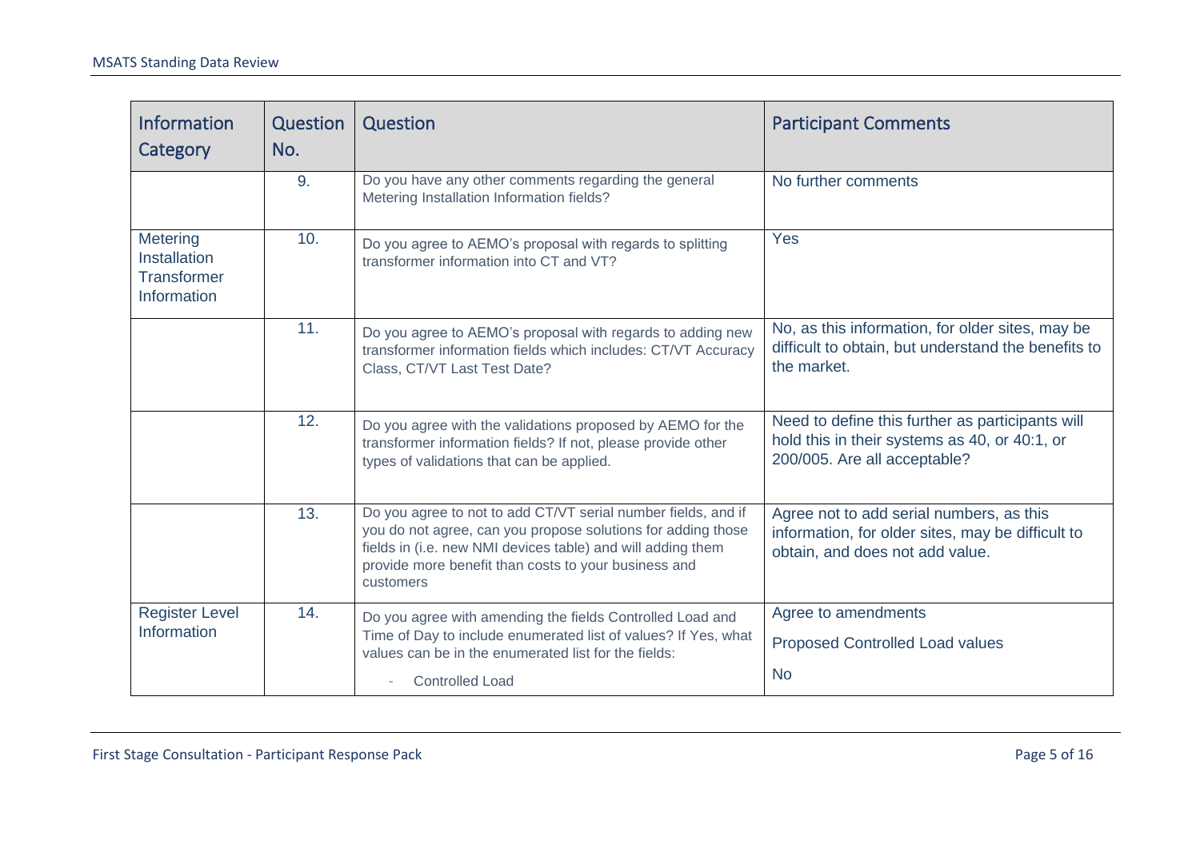| Information Category | Question No. | Question | Participant Comments |
|---|---|---|---|
| | 9. | Do you have any other comments regarding the general Metering Installation Information fields? | No further comments |
| Metering Installation Transformer Information | 10. | Do you agree to AEMO's proposal with regards to splitting transformer information into CT and VT? | Yes |
| | 11. | Do you agree to AEMO's proposal with regards to adding new transformer information fields which includes: CT/VT Accuracy Class, CT/VT Last Test Date? | No, as this information, for older sites, may be difficult to obtain, but understand the benefits to the market. |
| | 12. | Do you agree with the validations proposed by AEMO for the transformer information fields? If not, please provide other types of validations that can be applied. | Need to define this further as participants will hold this in their systems as 40, or 40:1, or 200/005. Are all acceptable? |
| | 13. | Do you agree to not to add CT/VT serial number fields, and if you do not agree, can you propose solutions for adding those fields in (i.e. new NMI devices table) and will adding them provide more benefit than costs to your business and customers | Agree not to add serial numbers, as this information, for older sites, may be difficult to obtain, and does not add value. |
| Register Level Information | 14. | Do you agree with amending the fields Controlled Load and Time of Day to include enumerated list of values? If Yes, what values can be in the enumerated list for the fields:<br>- Controlled Load | Agree to amendments<br>Proposed Controlled Load values<br>No |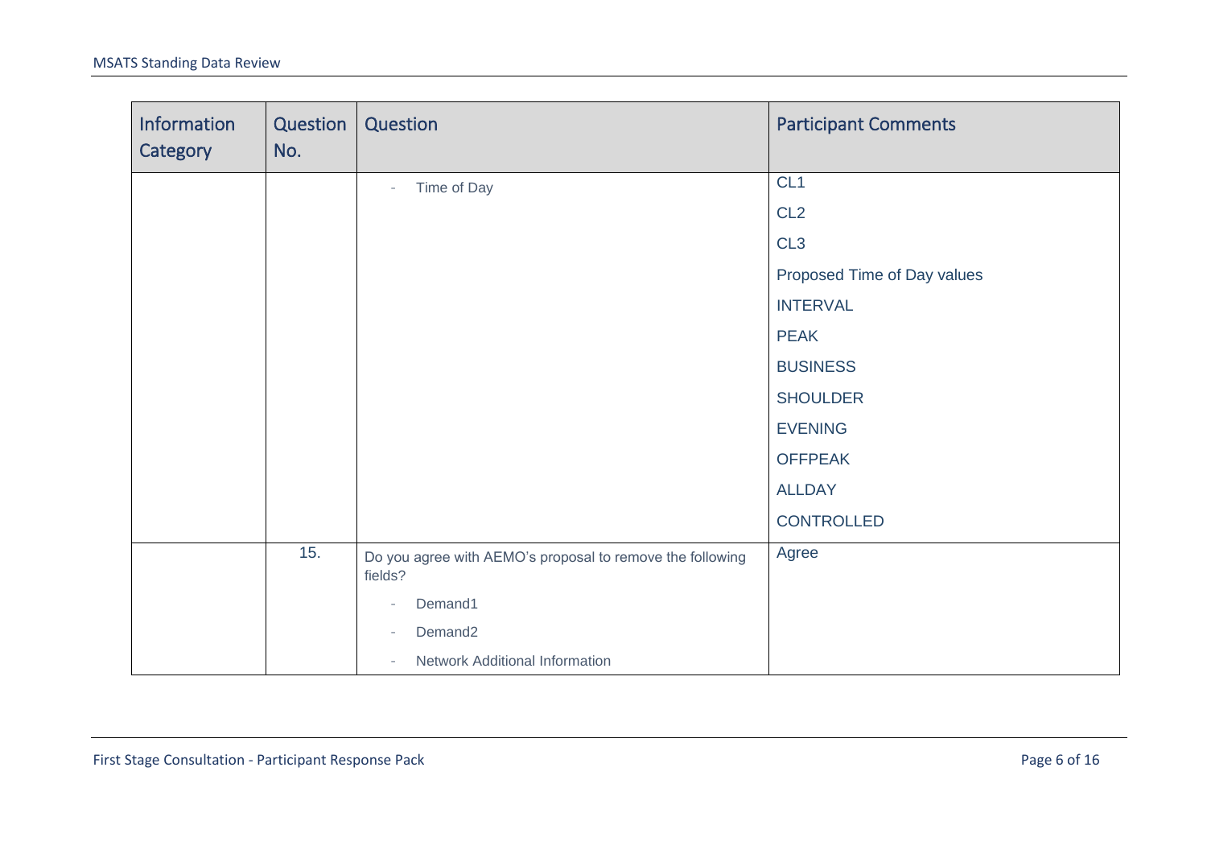| Information Category | Question No. | Question | Participant Comments |
|---|---|---|---|
| | | - Time of Day | CL1<br>CL2<br>CL3<br>Proposed Time of Day values<br>INTERVAL<br>PEAK<br>BUSINESS<br>SHOULDER<br>EVENING<br>OFFPEAK<br>ALLDAY<br>CONTROLLED |
| | 15. | Do you agree with AEMO's proposal to remove the following fields?<br>- Demand1<br>- Demand2<br>- Network Additional Information | Agree |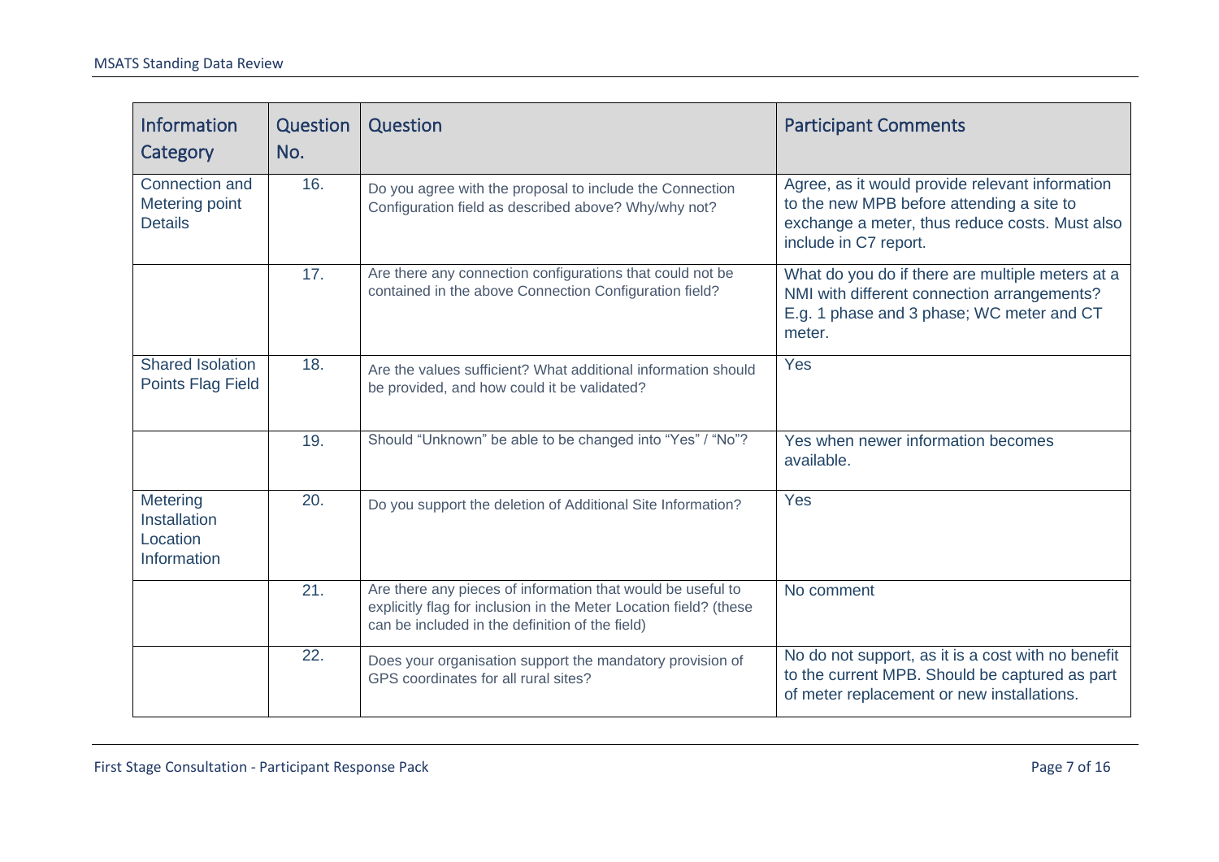| Information Category | Question No. | Question | Participant Comments |
|---|---|---|---|
| Connection and Metering point Details | 16. | Do you agree with the proposal to include the Connection Configuration field as described above? Why/why not? | Agree, as it would provide relevant information to the new MPB before attending a site to exchange a meter, thus reduce costs. Must also include in C7 report. |
| | 17. | Are there any connection configurations that could not be contained in the above Connection Configuration field? | What do you do if there are multiple meters at a NMI with different connection arrangements? E.g. 1 phase and 3 phase; WC meter and CT meter. |
| Shared Isolation Points Flag Field | 18. | Are the values sufficient? What additional information should be provided, and how could it be validated? | Yes |
| | 19. | Should “Unknown” be able to be changed into “Yes” / “No”? | Yes when newer information becomes available. |
| Metering Installation Location Information | 20. | Do you support the deletion of Additional Site Information? | Yes |
| | 21. | Are there any pieces of information that would be useful to explicitly flag for inclusion in the Meter Location field? (these can be included in the definition of the field) | No comment |
| | 22. | Does your organisation support the mandatory provision of GPS coordinates for all rural sites? | No do not support, as it is a cost with no benefit to the current MPB. Should be captured as part of meter replacement or new installations. |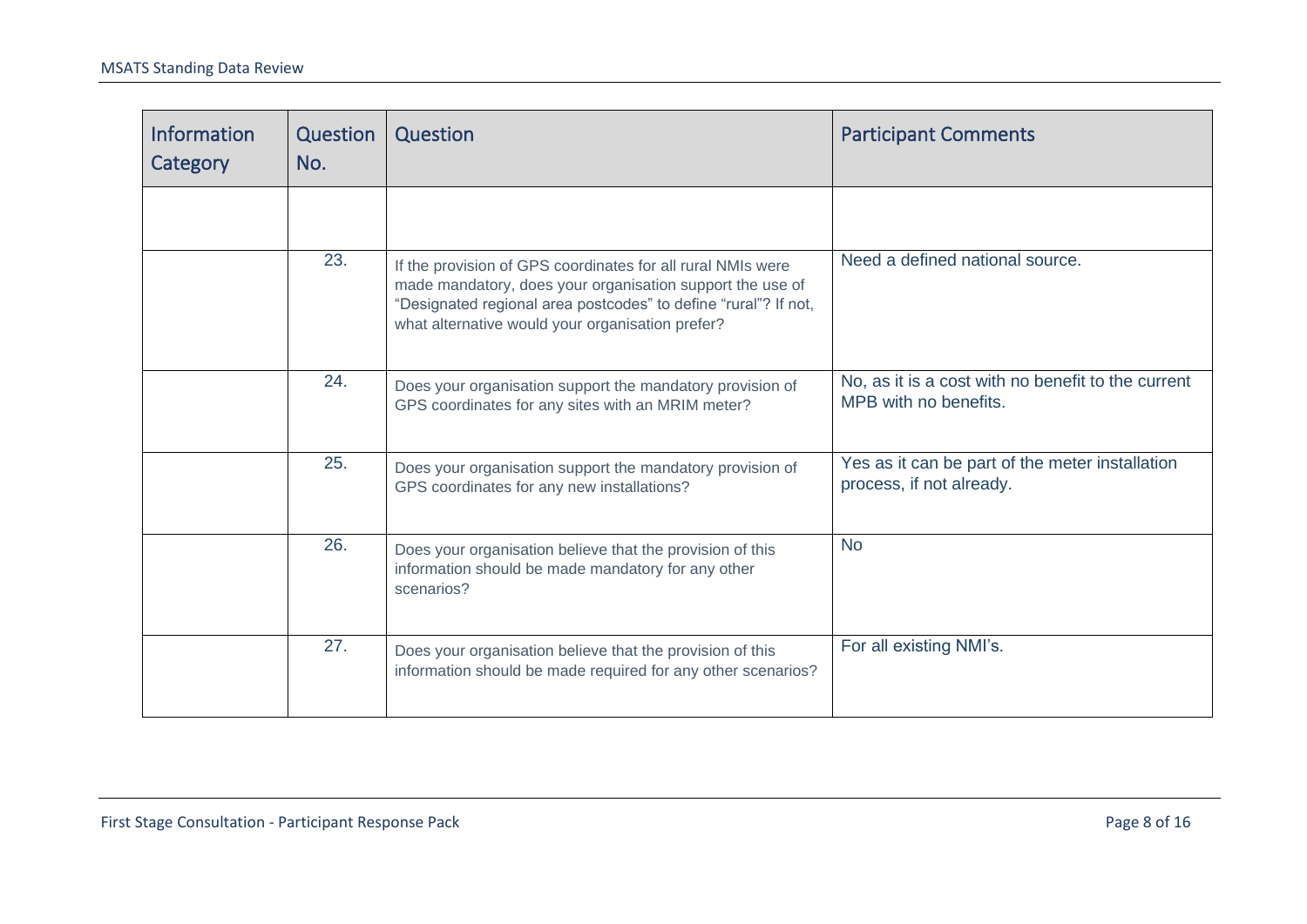| Information Category | Question No. | Question | Participant Comments |
|---|---|---|---|
| | | | |
| | 23. | If the provision of GPS coordinates for all rural NMIs were made mandatory, does your organisation support the use of “Designated regional area postcodes” to define “rural”? If not, what alternative would your organisation prefer? | Need a defined national source. |
| | 24. | Does your organisation support the mandatory provision of GPS coordinates for any sites with an MRIM meter? | No, as it is a cost with no benefit to the current MPB with no benefits. |
| | 25. | Does your organisation support the mandatory provision of GPS coordinates for any new installations? | Yes as it can be part of the meter installation process, if not already. |
| | 26. | Does your organisation believe that the provision of this information should be made mandatory for any other scenarios? | No |
| | 27. | Does your organisation believe that the provision of this information should be made required for any other scenarios? | For all existing NMI’s. |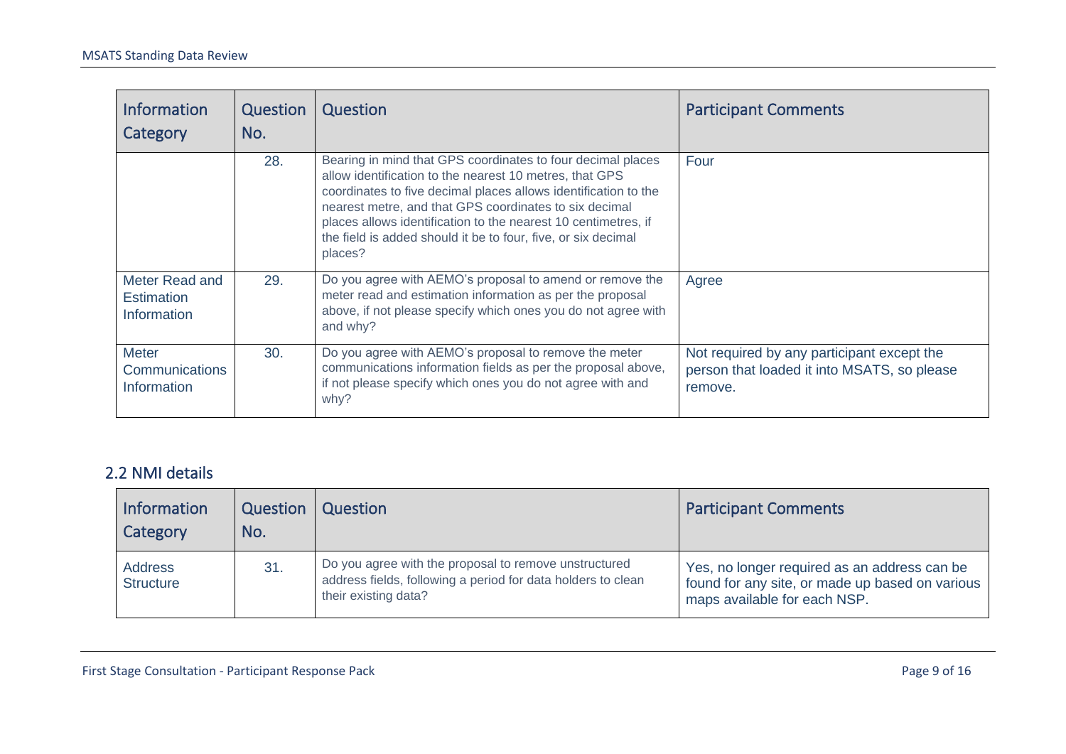| Information Category | Question No. | Question | Participant Comments |
|---|---|---|---|
| | 28. | Bearing in mind that GPS coordinates to four decimal places allow identification to the nearest 10 metres, that GPS coordinates to five decimal places allows identification to the nearest metre, and that GPS coordinates to six decimal places allows identification to the nearest 10 centimetres, if the field is added should it be to four, five, or six decimal places? | Four |
| Meter Read and Estimation Information | 29. | Do you agree with AEMO's proposal to amend or remove the meter read and estimation information as per the proposal above, if not please specify which ones you do not agree with and why? | Agree |
| Meter Communications Information | 30. | Do you agree with AEMO's proposal to remove the meter communications information fields as per the proposal above, if not please specify which ones you do not agree with and why? | Not required by any participant except the person that loaded it into MSATS, so please remove. |

## 2.2 NMI details

| Information Category | Question No. | Question | Participant Comments |
|---|---|---|---|
| Address Structure | 31. | Do you agree with the proposal to remove unstructured address fields, following a period for data holders to clean their existing data? | Yes, no longer required as an address can be found for any site, or made up based on various maps available for each NSP. |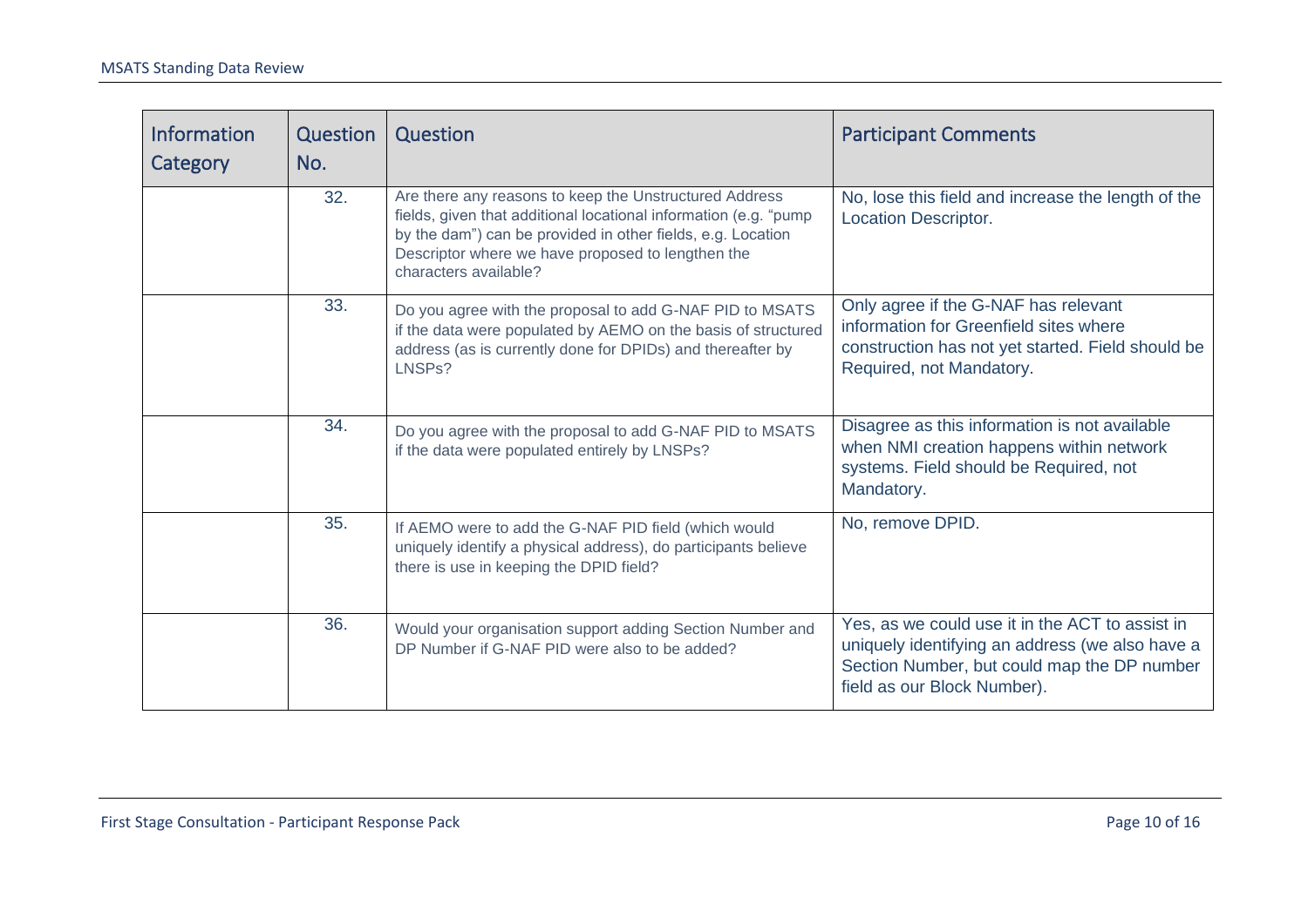| Information Category | Question No. | Question | Participant Comments |
|---|---|---|---|
| | 32. | Are there any reasons to keep the Unstructured Address fields, given that additional locational information (e.g. "pump by the dam") can be provided in other fields, e.g. Location Descriptor where we have proposed to lengthen the characters available? | No, lose this field and increase the length of the Location Descriptor. |
| | 33. | Do you agree with the proposal to add G-NAF PID to MSATS if the data were populated by AEMO on the basis of structured address (as is currently done for DPIDs) and thereafter by LNSPs? | Only agree if the G-NAF has relevant information for Greenfield sites where construction has not yet started. Field should be Required, not Mandatory. |
| | 34. | Do you agree with the proposal to add G-NAF PID to MSATS if the data were populated entirely by LNSPs? | Disagree as this information is not available when NMI creation happens within network systems. Field should be Required, not Mandatory. |
| | 35. | If AEMO were to add the G-NAF PID field (which would uniquely identify a physical address), do participants believe there is use in keeping the DPID field? | No, remove DPID. |
| | 36. | Would your organisation support adding Section Number and DP Number if G-NAF PID were also to be added? | Yes, as we could use it in the ACT to assist in uniquely identifying an address (we also have a Section Number, but could map the DP number field as our Block Number). |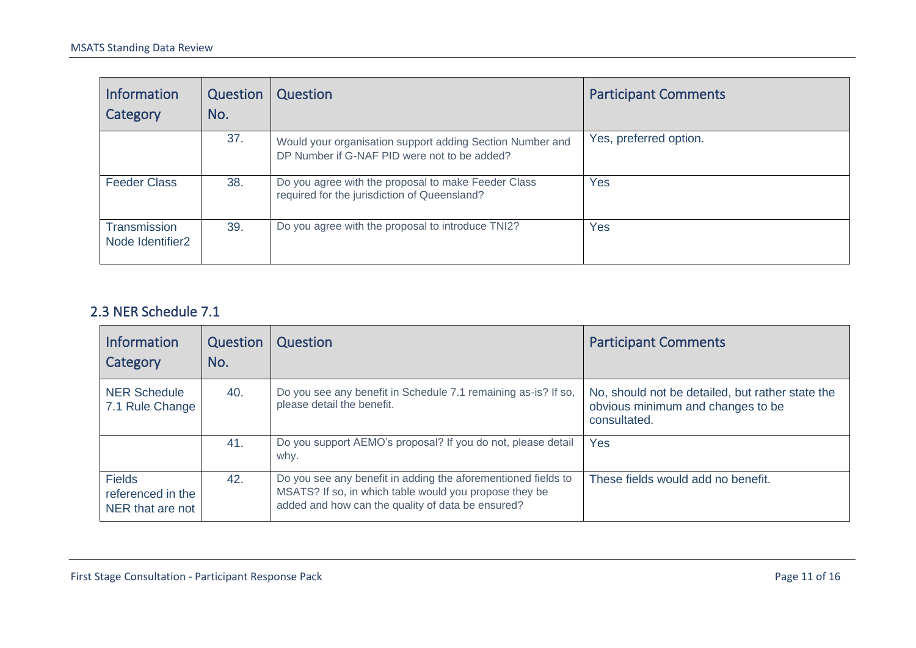| Information Category | Question No. | Question | Participant Comments |
|---|---|---|---|
| | 37. | Would your organisation support adding Section Number and DP Number if G-NAF PID were not to be added? | Yes, preferred option. |
| Feeder Class | 38. | Do you agree with the proposal to make Feeder Class required for the jurisdiction of Queensland? | Yes |
| Transmission Node Identifier2 | 39. | Do you agree with the proposal to introduce TNI2? | Yes |

## 2.3 NER Schedule 7.1

| Information Category | Question No. | Question | Participant Comments |
|---|---|---|---|
| NER Schedule 7.1 Rule Change | 40. | Do you see any benefit in Schedule 7.1 remaining as-is? If so, please detail the benefit. | No, should not be detailed, but rather state the obvious minimum and changes to be consultated. |
| | 41. | Do you support AEMO's proposal? If you do not, please detail why. | Yes |
| Fields referenced in the NER that are not | 42. | Do you see any benefit in adding the aforementioned fields to MSATS? If so, in which table would you propose they be added and how can the quality of data be ensured? | These fields would add no benefit. |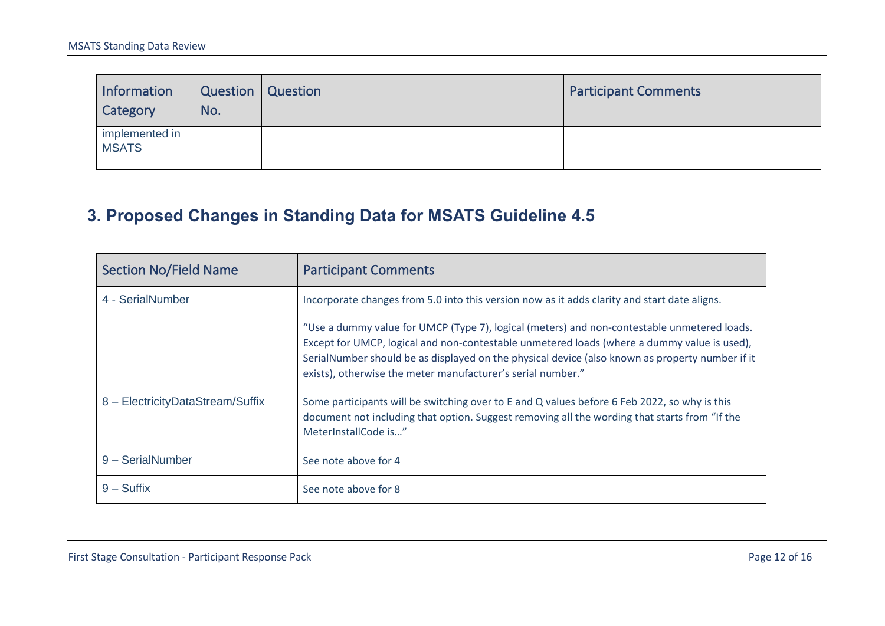| Information Category | Question No. | Question | Participant Comments |
|---|---|---|---|
| implemented in MSATS | | | |

## 3. Proposed Changes in Standing Data for MSATS Guideline 4.5

| Section No/Field Name | Participant Comments |
|---|---|
| 4 - SerialNumber | Incorporate changes from 5.0 into this version now as it adds clarity and start date aligns.<br><br>"Use a dummy value for UMCP (Type 7), logical (meters) and non-contestable unmetered loads. Except for UMCP, logical and non-contestable unmetered loads (where a dummy value is used), SerialNumber should be as displayed on the physical device (also known as property number if it exists), otherwise the meter manufacturer's serial number." |
| 8 – ElectricityDataStream/Suffix | Some participants will be switching over to E and Q values before 6 Feb 2022, so why is this document not including that option. Suggest removing all the wording that starts from "If the MeterInstallCode is…" |
| 9 – SerialNumber | See note above for 4 |
| 9 – Suffix | See note above for 8 |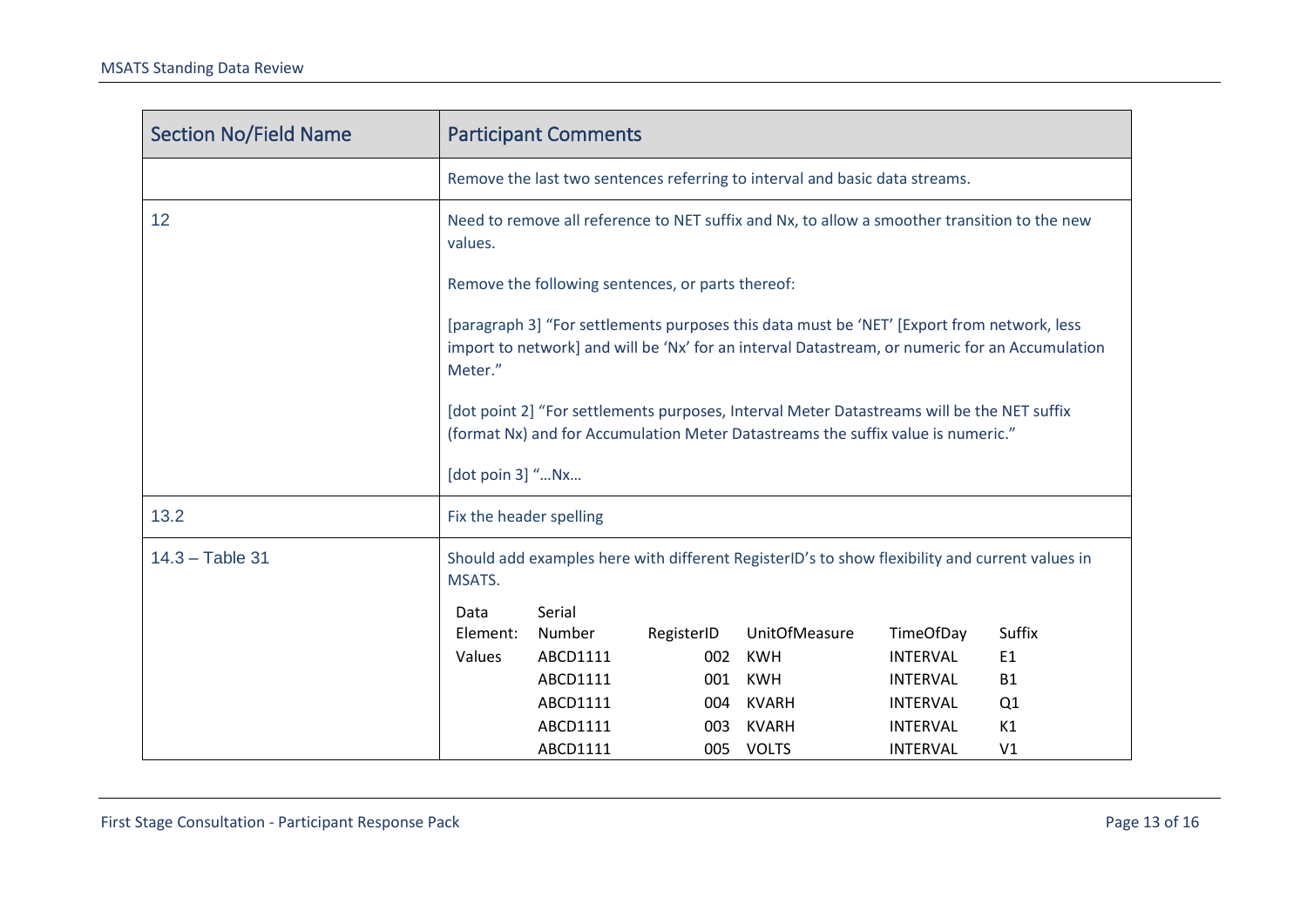| Section No/Field Name | Participant Comments |
| --- | --- |
| | Remove the last two sentences referring to interval and basic data streams. |
| 12 | Need to remove all reference to NET suffix and Nx, to allow a smoother transition to the new values.<br><br>Remove the following sentences, or parts thereof:<br><br>[paragraph 3] “For settlements purposes this data must be ‘NET’ [Export from network, less import to network] and will be ‘Nx’ for an interval Datastream, or numeric for an Accumulation Meter.”<br><br>[dot point 2] “For settlements purposes, Interval Meter Datastreams will be the NET suffix (format Nx) and for Accumulation Meter Datastreams the suffix value is numeric.”<br><br>[dot poin 3] “…Nx… |
| 13.2 | Fix the header spelling |
| 14.3 – Table 31 | Should add examples here with different RegisterID’s to show flexibility and current values in MSATS.<br><br>Data Element: \| Serial Number \| RegisterID \| UnitOfMeasure \| TimeOfDay \| Suffix<br>Values \| ABCD1111 \| 002 \| KWH \| INTERVAL \| E1<br>ABCD1111 \| 001 \| KWH \| INTERVAL \| B1<br>ABCD1111 \| 004 \| KVARH \| INTERVAL \| Q1<br>ABCD1111 \| 003 \| KVARH \| INTERVAL \| K1<br>ABCD1111 \| 005 \| VOLTS \| INTERVAL \| V1 |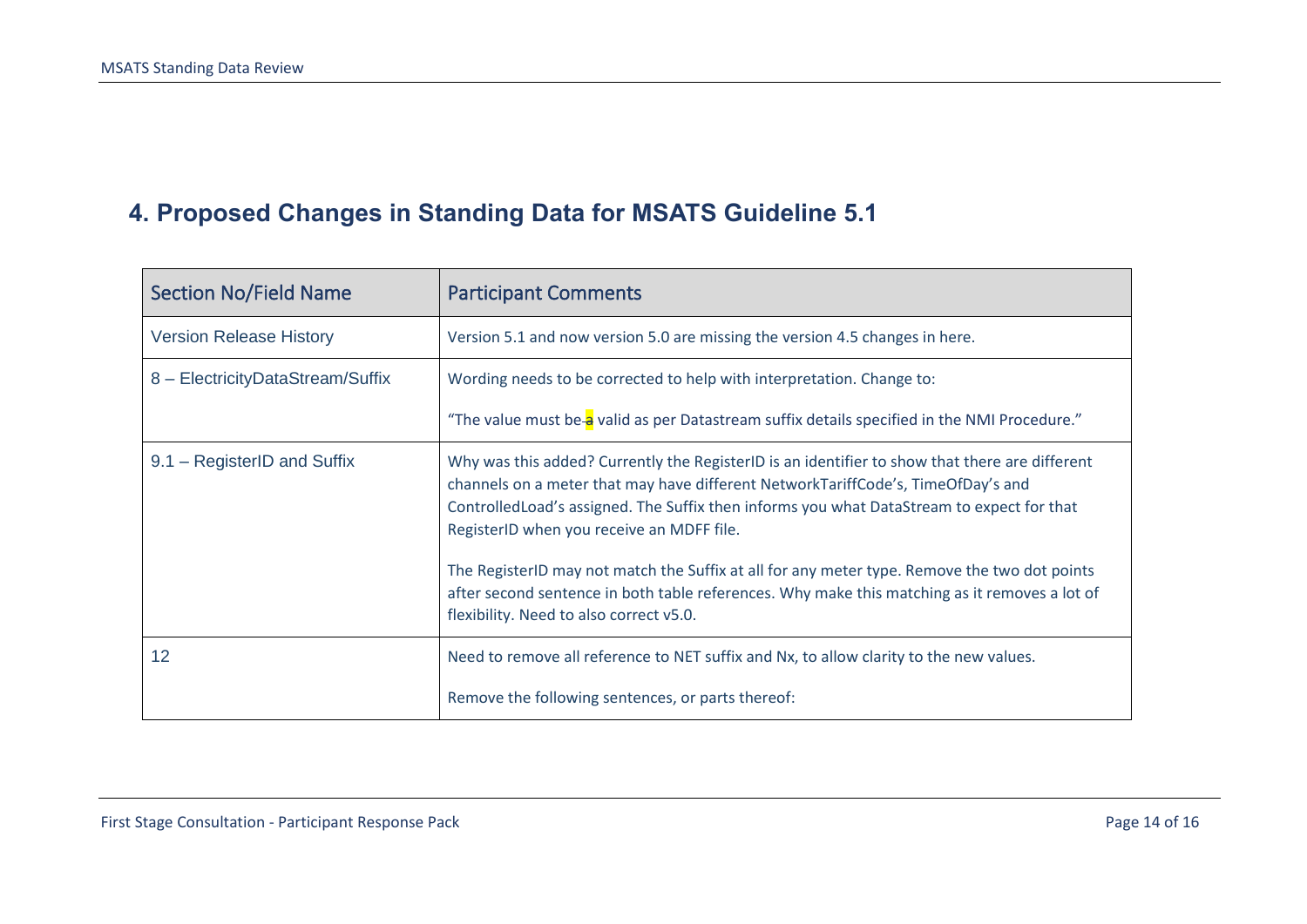## 4. Proposed Changes in Standing Data for MSATS Guideline 5.1

| Section No/Field Name | Participant Comments |
| --- | --- |
| Version Release History | Version 5.1 and now version 5.0 are missing the version 4.5 changes in here. |
| 8 – ElectricityDataStream/Suffix | Wording needs to be corrected to help with interpretation. Change to:<br><br>"The value must be ~~a~~ valid as per Datastream suffix details specified in the NMI Procedure." |
| 9.1 – RegisterID and Suffix | Why was this added? Currently the RegisterID is an identifier to show that there are different channels on a meter that may have different NetworkTariffCode's, TimeOfDay's and ControlledLoad's assigned. The Suffix then informs you what DataStream to expect for that RegisterID when you receive an MDFF file.<br><br>The RegisterID may not match the Suffix at all for any meter type. Remove the two dot points after second sentence in both table references. Why make this matching as it removes a lot of flexibility. Need to also correct v5.0. |
| 12 | Need to remove all reference to NET suffix and Nx, to allow clarity to the new values.<br><br>Remove the following sentences, or parts thereof: |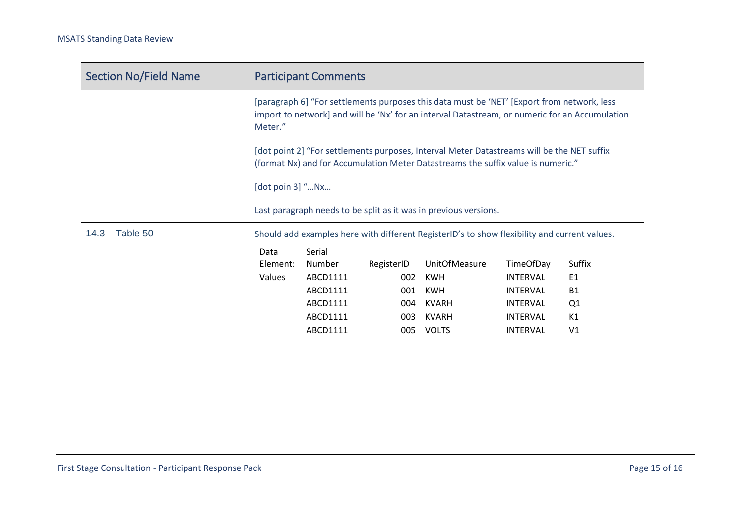| Section No/Field Name | Participant Comments |
|---|---|
| | [paragraph 6] "For settlements purposes this data must be 'NET' [Export from network, less import to network] and will be 'Nx' for an interval Datastream, or numeric for an Accumulation Meter."<br><br>[dot point 2] "For settlements purposes, Interval Meter Datastreams will be the NET suffix (format Nx) and for Accumulation Meter Datastreams the suffix value is numeric."<br><br>[dot poin 3] "…Nx…<br><br>Last paragraph needs to be split as it was in previous versions. |
| 14.3 – Table 50 | Should add examples here with different RegisterID's to show flexibility and current values. |

| Data Element: | Serial Number | RegisterID | UnitOfMeasure | TimeOfDay | Suffix |
|---|---|---|---|---|---|
| Values | ABCD1111 | 002 | KWH | INTERVAL | E1 |
| | ABCD1111 | 001 | KWH | INTERVAL | B1 |
| | ABCD1111 | 004 | KVARH | INTERVAL | Q1 |
| | ABCD1111 | 003 | KVARH | INTERVAL | K1 |
| | ABCD1111 | 005 | VOLTS | INTERVAL | V1 |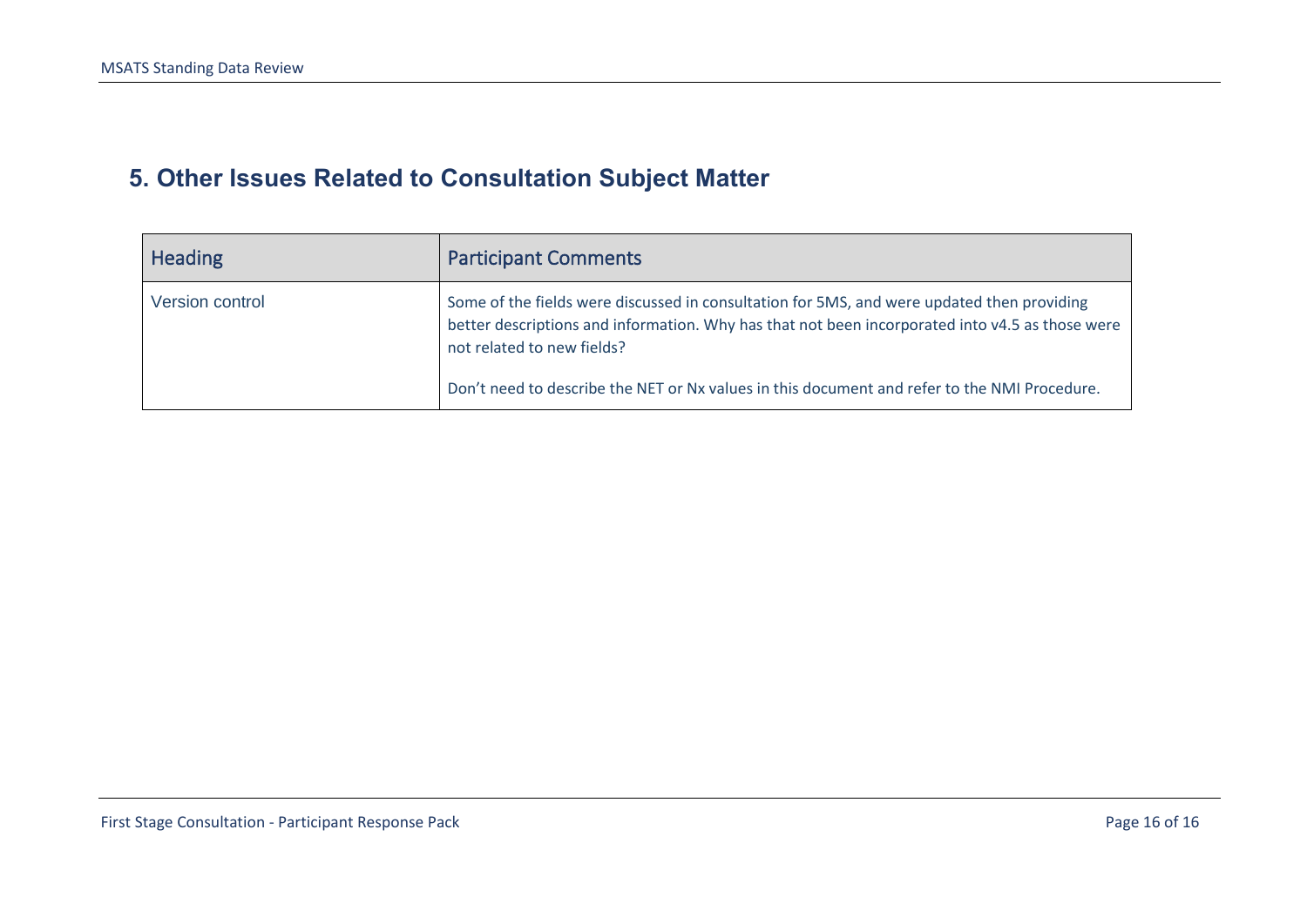## 5. Other Issues Related to Consultation Subject Matter

| Heading | Participant Comments |
| --- | --- |
| Version control | Some of the fields were discussed in consultation for 5MS, and were updated then providing better descriptions and information. Why has that not been incorporated into v4.5 as those were not related to new fields?<br><br>Don't need to describe the NET or Nx values in this document and refer to the NMI Procedure. |